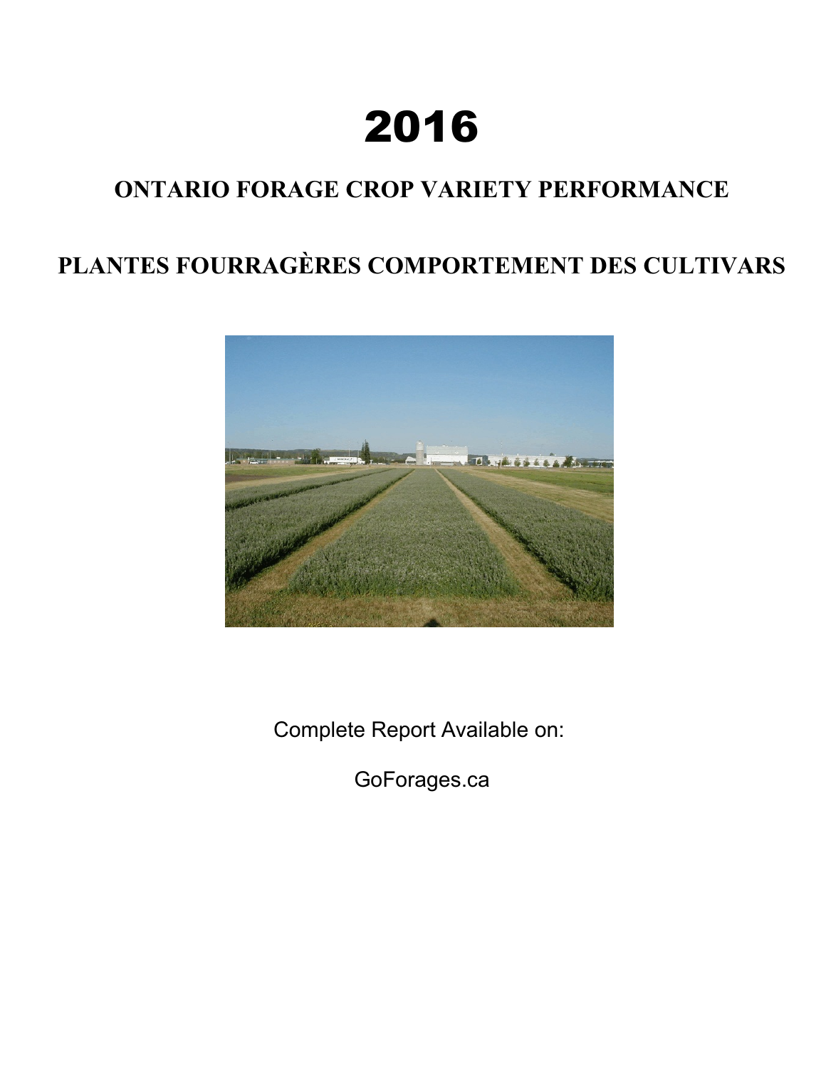# 2016

## ONTARIO FORAGE CROP VARIETY PERFORMANCE

## PLANTES FOURRAGÈRES COMPORTEMENT DES CULTIVARS

Complete Report Available on:

GoForages.ca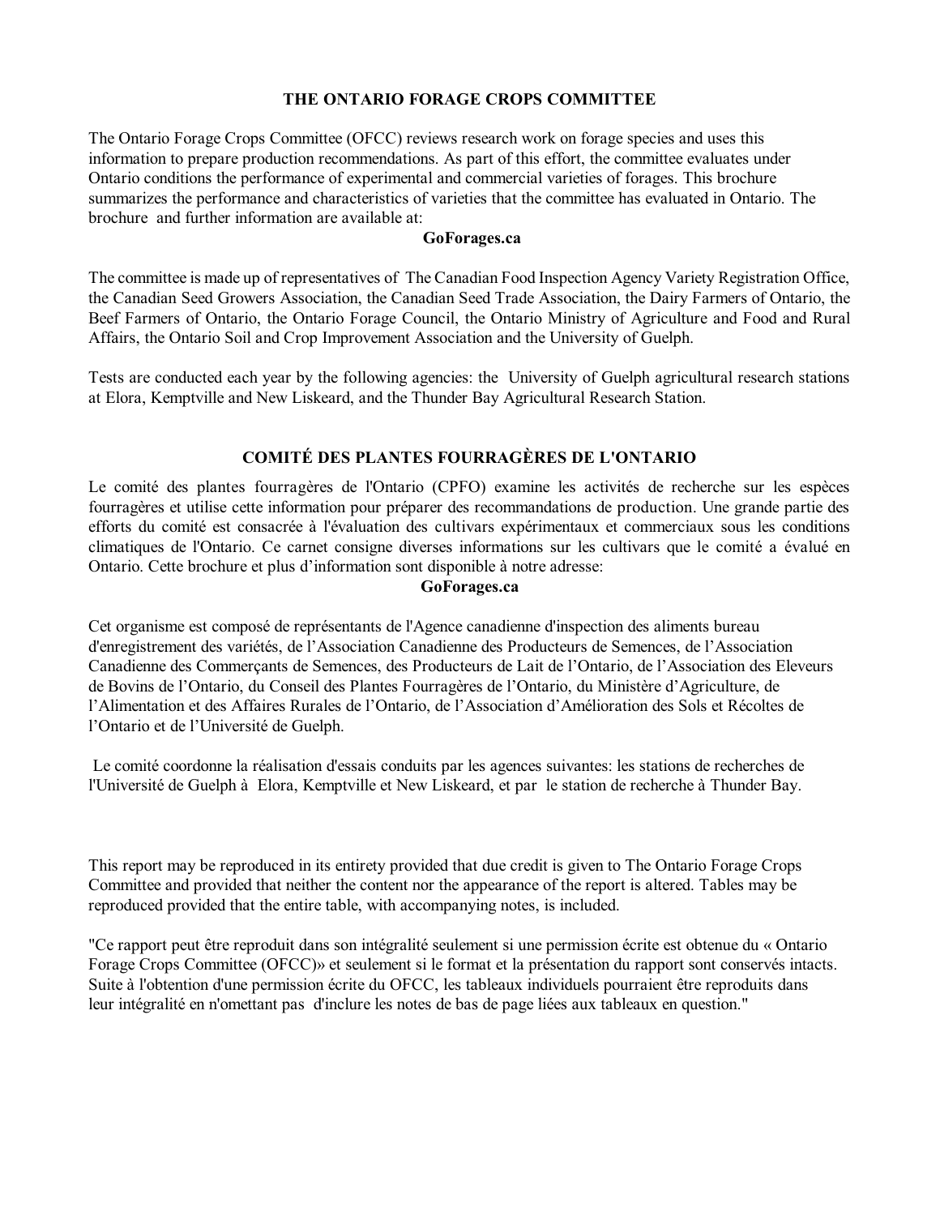## THE ONTARIO FORAGE CROPS COMMITTEE

The Ontario Forage Crops Committee (OFCC) reviews research work on forage species and uses this information to prepare production recommendations. As part of this effort, the committee evaluates under Ontario conditions the performance of experimental and commercial varieties of forages. This brochure summarizes the performance and characteristics of varieties that the committee has evaluated in Ontario. The brochure and further information are available at:

**GoForages.ca**

The committee is made up of representatives of The Canadian Food Inspection Agency Variety Registration Office, the Canadian Seed Growers Association, the Canadian Seed Trade Association, the Dairy Farmers of Ontario, the Beef Farmers of Ontario, the Ontario Forage Council, the Ontario Ministry of Agriculture and Food and Rural Affairs, the Ontario Soil and Crop Improvement Association and the University of Guelph.

Tests are conducted each year by the following agencies: the University of Guelph agricultural research stations at Elora, Kemptville and New Liskeard, and the Thunder Bay Agricultural Research Station.

## COMITÉ DES PLANTES FOURRAGÈRES DE L'ONTARIO

Le comité des plantes fourragères de l'Ontario (CPFO) examine les activités de recherche sur les espèces fourragères et utilise cette information pour préparer des recommandations de production. Une grande partie des efforts du comité est consacrée à l'évaluation des cultivars expérimentaux et commerciaux sous les conditions climatiques de l'Ontario. Ce carnet consigne diverses informations sur les cultivars que le comité a évalué en Ontario. Cette brochure et plus d'information sont disponible à notre adresse:

**GoForages.ca**

Cet organisme est composé de représentants de l'Agence canadienne d'inspection des aliments bureau d'enregistrement des variétés, de l'Association Canadienne des Producteurs de Semences, de l'Association Canadienne des Commerçants de Semences, des Producteurs de Lait de l'Ontario, de l'Association des Eleveurs de Bovins de l'Ontario, du Conseil des Plantes Fourragères de l'Ontario, du Ministère d'Agriculture, de l'Alimentation et des Affaires Rurales de l'Ontario, de l'Association d'Amélioration des Sols et Récoltes de l'Ontario et de l'Université de Guelph.

Le comité coordonne la réalisation d'essais conduits par les agences suivantes: les stations de recherches de l'Université de Guelph à Elora, Kemptville et New Liskeard, et par le station de recherche à Thunder Bay.

This report may be reproduced in its entirety provided that due credit is given to The Ontario Forage Crops Committee and provided that neither the content nor the appearance of the report is altered. Tables may be reproduced provided that the entire table, with accompanying notes, is included.

"Ce rapport peut être reproduit dans son intégralité seulement si une permission écrite est obtenue du « Ontario Forage Crops Committee (OFCC)» et seulement si le format et la présentation du rapport sont conservés intacts. Suite à l'obtention d'une permission écrite du OFCC, les tableaux individuels pourraient être reproduits dans leur intégralité en n'omettant pas d'inclure les notes de bas de page liées aux tableaux en question."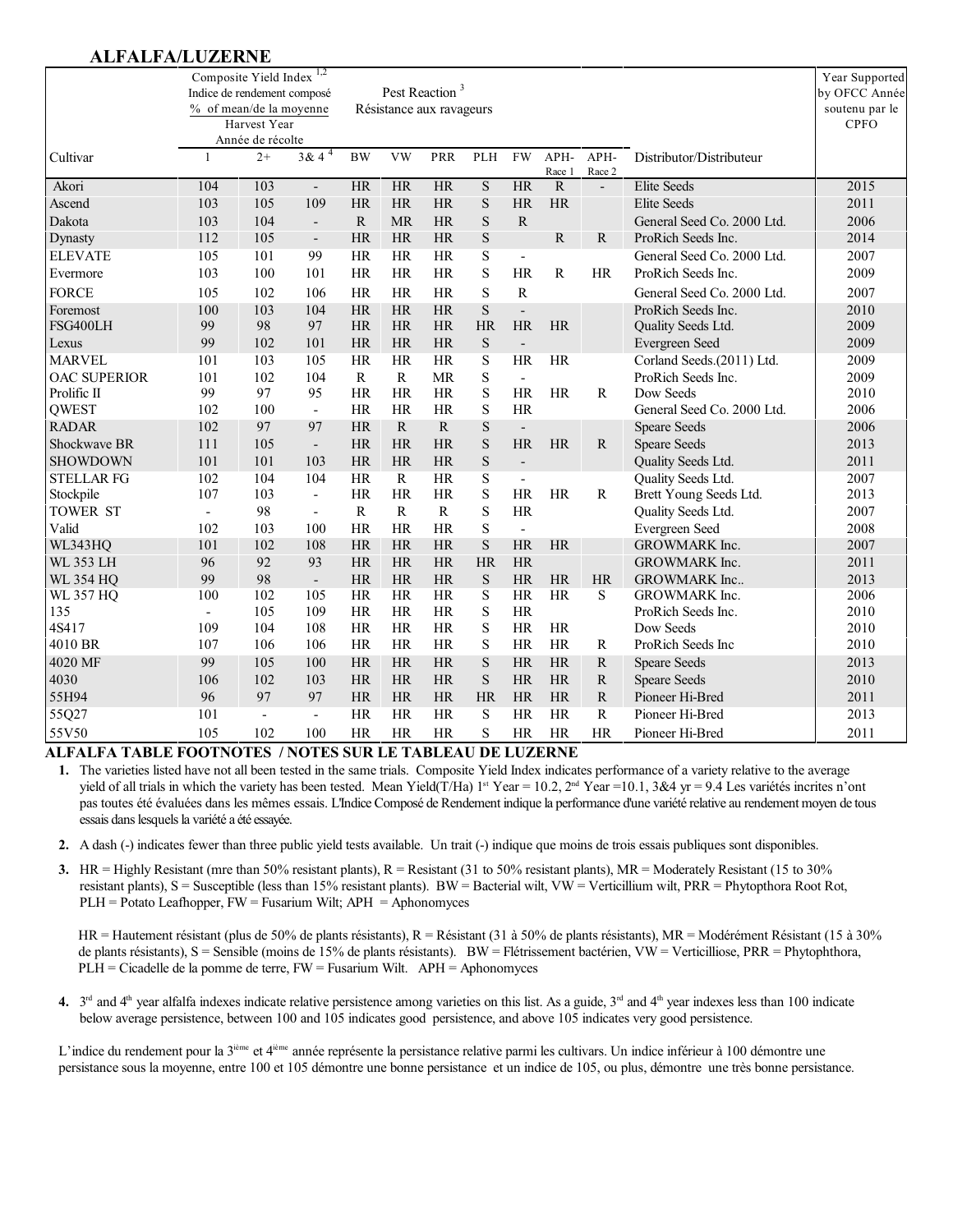## ALFALFA/LUZERNE

| Cultivar | Composite Yield Index [1,2] Indice de rendement composé % of mean/de la moyenne Harvest Year Année de récolte | | | Pest Reaction [3] Résistance aux ravageurs | | | | | | | Distributor/Distributeur | Year Supported by OFCC Année soutenu par le CPFO |
|---|---|---|---|---|---|---|---|---|---|---|---|---|
| | 1 | 2+ | 3& 4 [4] | BW | VW | PRR | PLH | FW | APH-Race 1 | APH-Race 2 | | |
| Akori | 104 | 103 | - | HR | HR | HR | S | HR | R | - | Elite Seeds | 2015 |
| Ascend | 103 | 105 | 109 | HR | HR | HR | S | HR | HR | | Elite Seeds | 2011 |
| Dakota | 103 | 104 | - | R | MR | HR | S | R | | | General Seed Co. 2000 Ltd. | 2006 |
| Dynasty | 112 | 105 | - | HR | HR | HR | S | | R | R | ProRich Seeds Inc. | 2014 |
| ELEVATE | 105 | 101 | 99 | HR | HR | HR | S | - | | | General Seed Co. 2000 Ltd. | 2007 |
| Evermore | 103 | 100 | 101 | HR | HR | HR | S | HR | R | HR | ProRich Seeds Inc. | 2009 |
| FORCE | 105 | 102 | 106 | HR | HR | HR | S | R | | | General Seed Co. 2000 Ltd. | 2007 |
| Foremost | 100 | 103 | 104 | HR | HR | HR | S | - | | | ProRich Seeds Inc. | 2010 |
| FSG400LH | 99 | 98 | 97 | HR | HR | HR | HR | HR | HR | | Quality Seeds Ltd. | 2009 |
| Lexus | 99 | 102 | 101 | HR | HR | HR | S | - | | | Evergreen Seed | 2009 |
| MARVEL | 101 | 103 | 105 | HR | HR | HR | S | HR | HR | | Corland Seeds.(2011) Ltd. | 2009 |
| OAC SUPERIOR | 101 | 102 | 104 | R | R | MR | S | - | | | ProRich Seeds Inc. | 2009 |
| Prolific II | 99 | 97 | 95 | HR | HR | HR | S | HR | HR | R | Dow Seeds | 2010 |
| QWEST | 102 | 100 | - | HR | HR | HR | S | HR | | | General Seed Co. 2000 Ltd. | 2006 |
| RADAR | 102 | 97 | 97 | HR | R | R | S | - | | | Speare Seeds | 2006 |
| Shockwave BR | 111 | 105 | - | HR | HR | HR | S | HR | HR | R | Speare Seeds | 2013 |
| SHOWDOWN | 101 | 101 | 103 | HR | HR | HR | S | - | | | Quality Seeds Ltd. | 2011 |
| STELLAR FG | 102 | 104 | 104 | HR | R | HR | S | - | | | Quality Seeds Ltd. | 2007 |
| Stockpile | 107 | 103 | - | HR | HR | HR | S | HR | HR | R | Brett Young Seeds Ltd. | 2013 |
| TOWER ST | - | 98 | - | R | R | R | S | HR | | | Quality Seeds Ltd. | 2007 |
| Valid | 102 | 103 | 100 | HR | HR | HR | S | - | | | Evergreen Seed | 2008 |
| WL343HQ | 101 | 102 | 108 | HR | HR | HR | S | HR | HR | | GROWMARK Inc. | 2007 |
| WL 353 LH | 96 | 92 | 93 | HR | HR | HR | HR | HR | | | GROWMARK Inc. | 2011 |
| WL 354 HQ | 99 | 98 | - | HR | HR | HR | S | HR | HR | HR | GROWMARK Inc.. | 2013 |
| WL 357 HQ | 100 | 102 | 105 | HR | HR | HR | S | HR | HR | S | GROWMARK Inc. | 2006 |
| 135 | - | 105 | 109 | HR | HR | HR | S | HR | | | ProRich Seeds Inc. | 2010 |
| 4S417 | 109 | 104 | 108 | HR | HR | HR | S | HR | HR | | Dow Seeds | 2010 |
| 4010 BR | 107 | 106 | 106 | HR | HR | HR | S | HR | HR | R | ProRich Seeds Inc | 2010 |
| 4020 MF | 99 | 105 | 100 | HR | HR | HR | S | HR | HR | R | Speare Seeds | 2013 |
| 4030 | 106 | 102 | 103 | HR | HR | HR | S | HR | HR | R | Speare Seeds | 2010 |
| 55H94 | 96 | 97 | 97 | HR | HR | HR | HR | HR | HR | R | Pioneer Hi-Bred | 2011 |
| 55Q27 | 101 | - | - | HR | HR | HR | S | HR | HR | R | Pioneer Hi-Bred | 2013 |
| 55V50 | 105 | 102 | 100 | HR | HR | HR | S | HR | HR | HR | Pioneer Hi-Bred | 2011 |

**ALFALFA TABLE FOOTNOTES / NOTES SUR LE TABLEAU DE LUZERNE**

1. The varieties listed have not all been tested in the same trials. Composite Yield Index indicates performance of a variety relative to the average yield of all trials in which the variety has been tested. Mean Yield(T/Ha) 1st Year = 10.2, 2nd Year =10.1, 3&4 yr = 9.4 Les variétés incrites n'ont pas toutes été évaluées dans les mêmes essais. L'Indice Composé de Rendement indique la performance d'une variété relative au rendement moyen de tous essais dans lesquels la variété a été essayée.

2. A dash (-) indicates fewer than three public yield tests available. Un trait (-) indique que moins de trois essais publiques sont disponibles.

3. HR = Highly Resistant (mre than 50% resistant plants), R = Resistant (31 to 50% resistant plants), MR = Moderately Resistant (15 to 30% resistant plants), S = Susceptible (less than 15% resistant plants). BW = Bacterial wilt, VW = Verticillium wilt, PRR = Phytopthora Root Rot, PLH = Potato Leafhopper, FW = Fusarium Wilt; APH = Aphonomyces

   HR = Hautement résistant (plus de 50% de plants résistants), R = Résistant (31 à 50% de plants résistants), MR = Modérément Résistant (15 à 30% de plants résistants), S = Sensible (moins de 15% de plants résistants). BW = Flétrissement bactérien, VW = Verticilliose, PRR = Phytophthora, PLH = Cicadelle de la pomme de terre, FW = Fusarium Wilt. APH = Aphonomyces

4. 3rd and 4th year alfalfa indexes indicate relative persistence among varieties on this list. As a guide, 3rd and 4th year indexes less than 100 indicate below average persistence, between 100 and 105 indicates good persistence, and above 105 indicates very good persistence.

L'indice du rendement pour la 3ième et 4ième année représente la persistance relative parmi les cultivars. Un indice inférieur à 100 démontre une persistance sous la moyenne, entre 100 et 105 démontre une bonne persistance et un indice de 105, ou plus, démontre une très bonne persistance.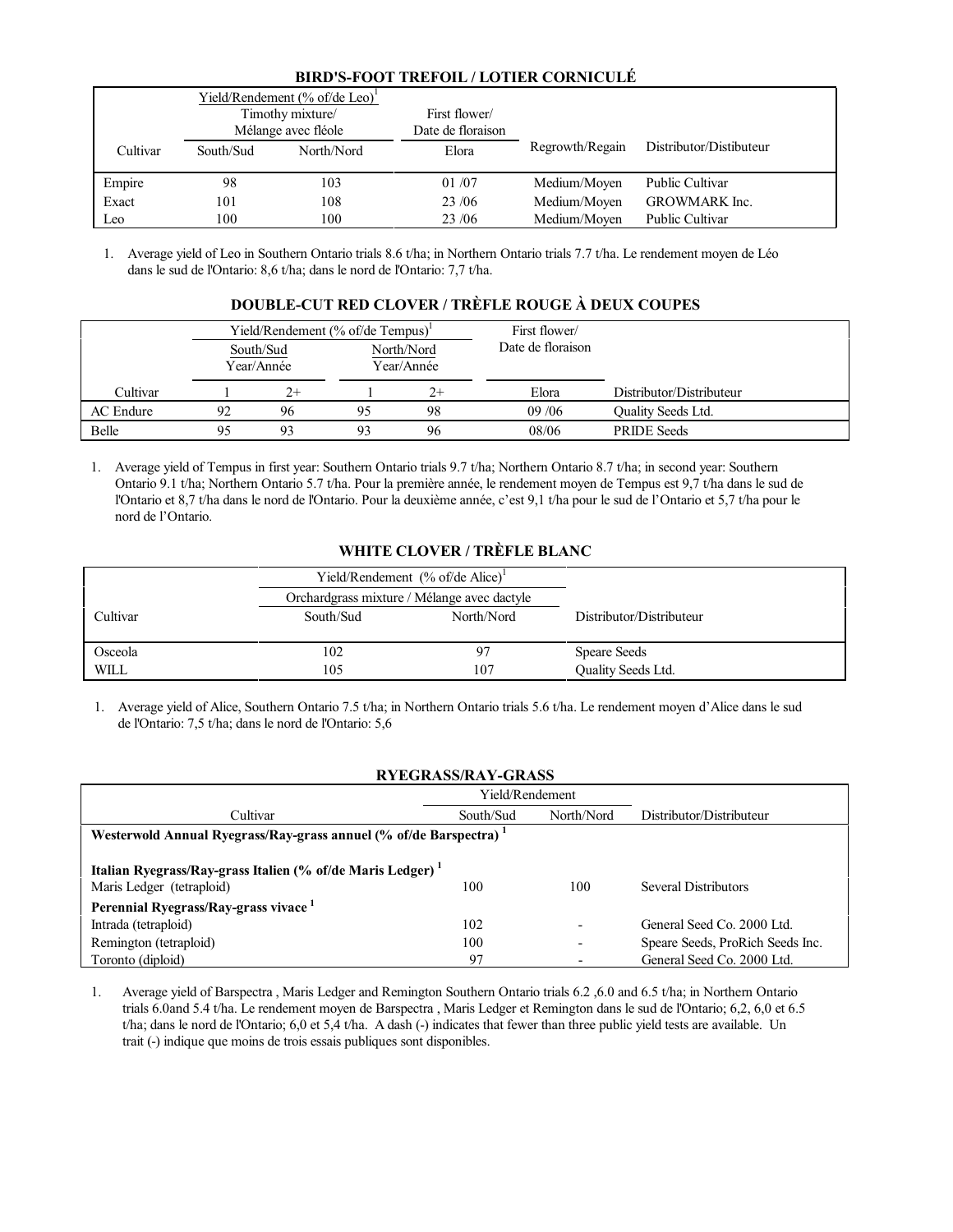## BIRD'S-FOOT TREFOIL / LOTIER CORNICULÉ

| Cultivar | Yield/Rendement (% of/de Leo)[1] Timothy mixture/ Mélange avec fléole | | First flower/ Date de floraison | Regrowth/Regain | Distributor/Distibuteur |
|---|---|---|---|---|---|
| | South/Sud | North/Nord | Elora | | |
| Empire | 98 | 103 | 01 /07 | Medium/Moyen | Public Cultivar |
| Exact | 101 | 108 | 23 /06 | Medium/Moyen | GROWMARK Inc. |
| Leo | 100 | 100 | 23 /06 | Medium/Moyen | Public Cultivar |

1. Average yield of Leo in Southern Ontario trials 8.6 t/ha; in Northern Ontario trials 7.7 t/ha. Le rendement moyen de Léo dans le sud de l'Ontario: 8,6 t/ha; dans le nord de l'Ontario: 7,7 t/ha.

## DOUBLE-CUT RED CLOVER / TRÈFLE ROUGE À DEUX COUPES

| Cultivar | Yield/Rendement (% of/de Tempus)[1] | | | | First flower/ Date de floraison | Distributor/Distributeur |
|---|---|---|---|---|---|---|
| | South/Sud Year/Année | | North/Nord Year/Année | | | |
| | 1 | 2+ | 1 | 2+ | Elora | |
| AC Endure | 92 | 96 | 95 | 98 | 09 /06 | Quality Seeds Ltd. |
| Belle | 95 | 93 | 93 | 96 | 08/06 | PRIDE Seeds |

1. Average yield of Tempus in first year: Southern Ontario trials 9.7 t/ha; Northern Ontario 8.7 t/ha; in second year: Southern Ontario 9.1 t/ha; Northern Ontario 5.7 t/ha. Pour la première année, le rendement moyen de Tempus est 9,7 t/ha dans le sud de l'Ontario et 8,7 t/ha dans le nord de l'Ontario. Pour la deuxième année, c'est 9,1 t/ha pour le sud de l'Ontario et 5,7 t/ha pour le nord de l'Ontario.

## WHITE CLOVER / TRÈFLE BLANC

| Cultivar | Yield/Rendement (% of/de Alice)[1] Orchardgrass mixture / Mélange avec dactyle | | Distributor/Distributeur |
|---|---|---|---|
| | South/Sud | North/Nord | |
| Osceola | 102 | 97 | Speare Seeds |
| WILL | 105 | 107 | Quality Seeds Ltd. |

1. Average yield of Alice, Southern Ontario 7.5 t/ha; in Northern Ontario trials 5.6 t/ha. Le rendement moyen d'Alice dans le sud de l'Ontario: 7,5 t/ha; dans le nord de l'Ontario: 5,6

## RYEGRASS/RAY-GRASS

| Cultivar | Yield/Rendement | | Distributor/Distributeur |
|---|---|---|---|
| | South/Sud | North/Nord | |
| **Westerwold Annual Ryegrass/Ray-grass annuel (% of/de Barspectra) [1]** | | | |
| **Italian Ryegrass/Ray-grass Italien (% of/de Maris Ledger) [1]** | | | |
| Maris Ledger (tetraploid) | 100 | 100 | Several Distributors |
| **Perennial Ryegrass/Ray-grass vivace [1]** | | | |
| Intrada (tetraploid) | 102 | - | General Seed Co. 2000 Ltd. |
| Remington (tetraploid) | 100 | - | Speare Seeds, ProRich Seeds Inc. |
| Toronto (diploid) | 97 | - | General Seed Co. 2000 Ltd. |

1. Average yield of Barspectra , Maris Ledger and Remington Southern Ontario trials 6.2 ,6.0 and 6.5 t/ha; in Northern Ontario trials 6.0and 5.4 t/ha. Le rendement moyen de Barspectra , Maris Ledger et Remington dans le sud de l'Ontario; 6,2, 6,0 et 6.5 t/ha; dans le nord de l'Ontario; 6,0 et 5,4 t/ha. A dash (-) indicates that fewer than three public yield tests are available. Un trait (-) indique que moins de trois essais publiques sont disponibles.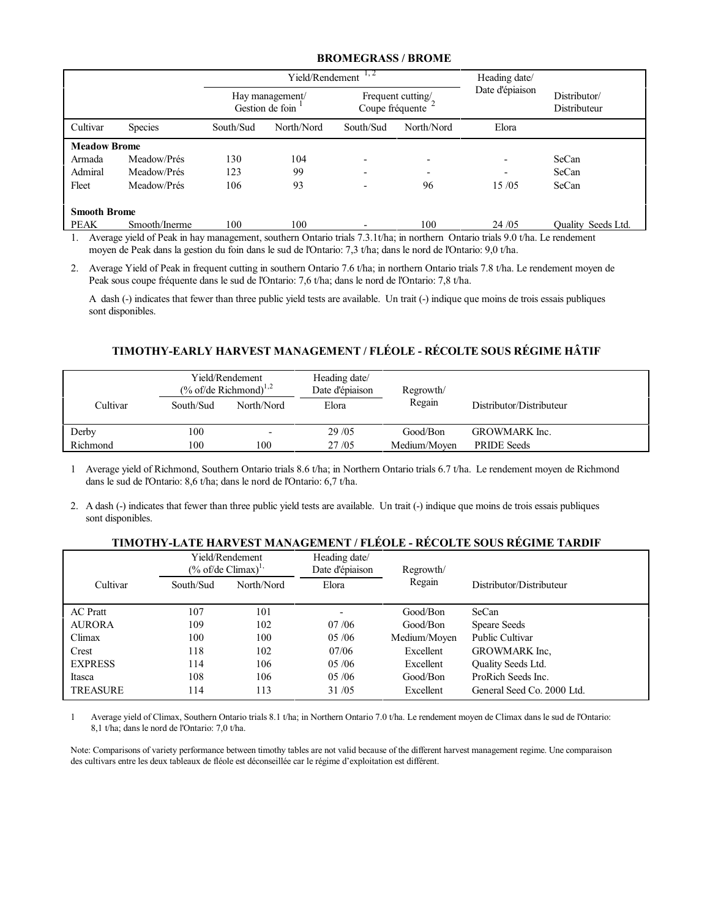## BROMEGRASS / BROME

| | | Yield/Rendement [1, 2] | | | | Heading date/ Date d'épiaison | Distributor/ Distributeur |
|---|---|---|---|---|---|---|---|
| | | Hay management/ Gestion de foin [1] | | Frequent cutting/ Coupe fréquente [2] | | | |
| Cultivar | Species | South/Sud | North/Nord | South/Sud | North/Nord | Elora | |
| **Meadow Brome** | | | | | | | |
| Armada | Meadow/Prés | 130 | 104 | - | - | - | SeCan |
| Admiral | Meadow/Prés | 123 | 99 | - | - | - | SeCan |
| Fleet | Meadow/Prés | 106 | 93 | - | 96 | 15 /05 | SeCan |
| **Smooth Brome** | | | | | | | |
| PEAK | Smooth/Inerme | 100 | 100 | - | 100 | 24 /05 | Quality Seeds Ltd. |

1. Average yield of Peak in hay management, southern Ontario trials 7.3.1t/ha; in northern Ontario trials 9.0 t/ha. Le rendement moyen de Peak dans la gestion du foin dans le sud de l'Ontario: 7,3 t/ha; dans le nord de l'Ontario: 9,0 t/ha.

2. Average Yield of Peak in frequent cutting in southern Ontario 7.6 t/ha; in northern Ontario trials 7.8 t/ha. Le rendement moyen de Peak sous coupe fréquente dans le sud de l'Ontario: 7,6 t/ha; dans le nord de l'Ontario: 7,8 t/ha.

A dash (-) indicates that fewer than three public yield tests are available. Un trait (-) indique que moins de trois essais publiques sont disponibles.

## TIMOTHY-EARLY HARVEST MANAGEMENT / FLÉOLE - RÉCOLTE SOUS RÉGIME HÂTIF

| Cultivar | Yield/Rendement (% of/de Richmond)[1,2] | | Heading date/ Date d'épiaison | Regrowth/ Regain | Distributor/Distributeur |
|---|---|---|---|---|---|
| | South/Sud | North/Nord | Elora | | |
| Derby | 100 | - | 29 /05 | Good/Bon | GROWMARK Inc. |
| Richmond | 100 | 100 | 27 /05 | Medium/Moyen | PRIDE Seeds |

1 Average yield of Richmond, Southern Ontario trials 8.6 t/ha; in Northern Ontario trials 6.7 t/ha. Le rendement moyen de Richmond dans le sud de l'Ontario: 8,6 t/ha; dans le nord de l'Ontario: 6,7 t/ha.

2. A dash (-) indicates that fewer than three public yield tests are available. Un trait (-) indique que moins de trois essais publiques sont disponibles.

## TIMOTHY-LATE HARVEST MANAGEMENT / FLÉOLE - RÉCOLTE SOUS RÉGIME TARDIF

| Cultivar | Yield/Rendement (% of/de Climax)[1,] | | Heading date/ Date d'épiaison | Regrowth/ Regain | Distributor/Distributeur |
|---|---|---|---|---|---|
| | South/Sud | North/Nord | Elora | | |
| AC Pratt | 107 | 101 | - | Good/Bon | SeCan |
| AURORA | 109 | 102 | 07 /06 | Good/Bon | Speare Seeds |
| Climax | 100 | 100 | 05 /06 | Medium/Moyen | Public Cultivar |
| Crest | 118 | 102 | 07/06 | Excellent | GROWMARK Inc, |
| EXPRESS | 114 | 106 | 05 /06 | Excellent | Quality Seeds Ltd. |
| Itasca | 108 | 106 | 05 /06 | Good/Bon | ProRich Seeds Inc. |
| TREASURE | 114 | 113 | 31 /05 | Excellent | General Seed Co. 2000 Ltd. |

1 Average yield of Climax, Southern Ontario trials 8.1 t/ha; in Northern Ontario 7.0 t/ha. Le rendement moyen de Climax dans le sud de l'Ontario: 8,1 t/ha; dans le nord de l'Ontario: 7,0 t/ha.

Note: Comparisons of variety performance between timothy tables are not valid because of the different harvest management regime. Une comparaison des cultivars entre les deux tableaux de fléole est déconseillée car le régime d'exploitation est différent.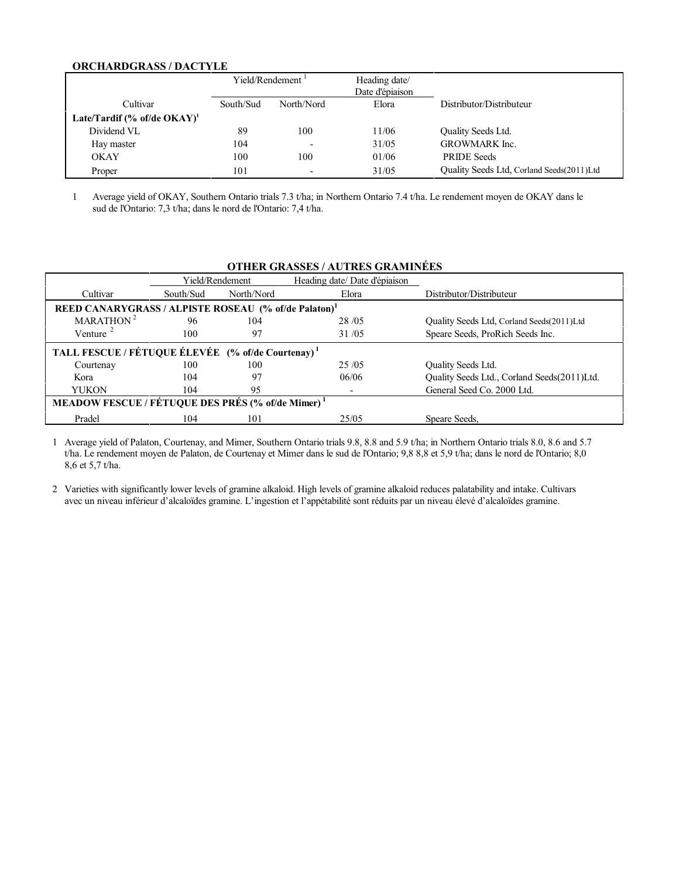**ORCHARDGRASS / DACTYLE**

| Cultivar | Yield/Rendement [1] | | Heading date/ Date d'épiaison | Distributor/Distributeur |
|---|---|---|---|---|
| | South/Sud | North/Nord | Elora | |
| **Late/Tardif (% of/de OKAY)[1]** | | | | |
| Dividend VL | 89 | 100 | 11/06 | Quality Seeds Ltd. |
| Hay master | 104 | - | 31/05 | GROWMARK Inc. |
| OKAY | 100 | 100 | 01/06 | PRIDE Seeds |
| Proper | 101 | - | 31/05 | Quality Seeds Ltd, Corland Seeds(2011)Ltd |

1 Average yield of OKAY, Southern Ontario trials 7.3 t/ha; in Northern Ontario 7.4 t/ha. Le rendement moyen de OKAY dans le sud de l'Ontario: 7,3 t/ha; dans le nord de l'Ontario: 7,4 t/ha.

**OTHER GRASSES / AUTRES GRAMINÉES**

| Cultivar | Yield/Rendement | | Heading date/ Date d'épiaison | Distributor/Distributeur |
|---|---|---|---|---|
| | South/Sud | North/Nord | Elora | |
| **REED CANARYGRASS / ALPISTE ROSEAU (% of/de Palaton)[1]** | | | | |
| MARATHON [2] | 96 | 104 | 28 /05 | Quality Seeds Ltd, Corland Seeds(2011)Ltd |
| Venture [2] | 100 | 97 | 31 /05 | Speare Seeds, ProRich Seeds Inc. |
| **TALL FESCUE / FÉTUQUE ÉLEVÉE (% of/de Courtenay) [1]** | | | | |
| Courtenay | 100 | 100 | 25 /05 | Quality Seeds Ltd. |
| Kora | 104 | 97 | 06/06 | Quality Seeds Ltd., Corland Seeds(2011)Ltd. |
| YUKON | 104 | 95 | - | General Seed Co. 2000 Ltd. |
| **MEADOW FESCUE / FÉTUQUE DES PRÉS (% of/de Mimer) [1]** | | | | |
| Pradel | 104 | 101 | 25/05 | Speare Seeds, |

1 Average yield of Palaton, Courtenay, and Mimer, Southern Ontario trials 9.8, 8.8 and 5.9 t/ha; in Northern Ontario trials 8.0, 8.6 and 5.7 t/ha. Le rendement moyen de Palaton, de Courtenay et Mimer dans le sud de l'Ontario; 9,8 8,8 et 5,9 t/ha; dans le nord de l'Ontario; 8,0 8,6 et 5,7 t/ha.

2 Varieties with significantly lower levels of gramine alkaloid. High levels of gramine alkaloid reduces palatability and intake. Cultivars avec un niveau inférieur d'alcaloïdes gramine. L'ingestion et l'appétabilité sont réduits par un niveau élevé d'alcaloïdes gramine.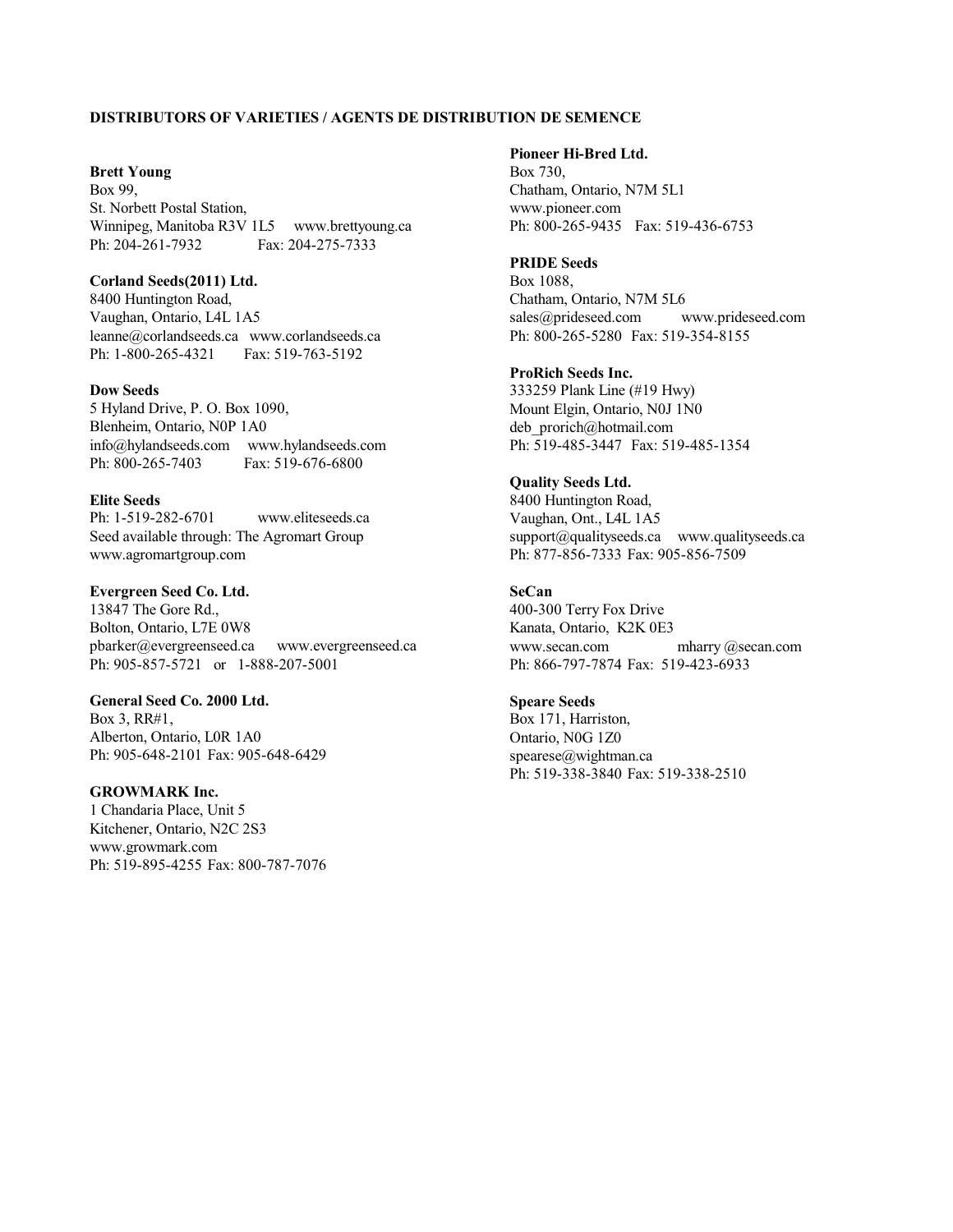**DISTRIBUTORS OF VARIETIES / AGENTS DE DISTRIBUTION DE SEMENCE**

**Brett Young**
Box 99,
St. Norbett Postal Station,
Winnipeg, Manitoba R3V 1L5 www.brettyoung.ca
Ph: 204-261-7932 Fax: 204-275-7333

**Corland Seeds(2011) Ltd.**
8400 Huntington Road,
Vaughan, Ontario, L4L 1A5
leanne@corlandseeds.ca www.corlandseeds.ca
Ph: 1-800-265-4321 Fax: 519-763-5192

**Dow Seeds**
5 Hyland Drive, P. O. Box 1090,
Blenheim, Ontario, N0P 1A0
info@hylandseeds.com www.hylandseeds.com
Ph: 800-265-7403 Fax: 519-676-6800

**Elite Seeds**
Ph: 1-519-282-6701 www.eliteseeds.ca
Seed available through: The Agromart Group
www.agromartgroup.com

**Evergreen Seed Co. Ltd.**
13847 The Gore Rd.,
Bolton, Ontario, L7E 0W8
pbarker@evergreenseed.ca www.evergreenseed.ca
Ph: 905-857-5721 or 1-888-207-5001

**General Seed Co. 2000 Ltd.**
Box 3, RR#1,
Alberton, Ontario, L0R 1A0
Ph: 905-648-2101 Fax: 905-648-6429

**GROWMARK Inc.**
1 Chandaria Place, Unit 5
Kitchener, Ontario, N2C 2S3
www.growmark.com
Ph: 519-895-4255 Fax: 800-787-7076

**Pioneer Hi-Bred Ltd.**
Box 730,
Chatham, Ontario, N7M 5L1
www.pioneer.com
Ph: 800-265-9435 Fax: 519-436-6753

**PRIDE Seeds**
Box 1088,
Chatham, Ontario, N7M 5L6
sales@prideseed.com www.prideseed.com
Ph: 800-265-5280 Fax: 519-354-8155

**ProRich Seeds Inc.**
333259 Plank Line (#19 Hwy)
Mount Elgin, Ontario, N0J 1N0
deb_prorich@hotmail.com
Ph: 519-485-3447 Fax: 519-485-1354

**Quality Seeds Ltd.**
8400 Huntington Road,
Vaughan, Ont., L4L 1A5
support@qualityseeds.ca www.qualityseeds.ca
Ph: 877-856-7333 Fax: 905-856-7509

**SeCan**
400-300 Terry Fox Drive
Kanata, Ontario, K2K 0E3
www.secan.com mharry @secan.com
Ph: 866-797-7874 Fax: 519-423-6933

**Speare Seeds**
Box 171, Harriston,
Ontario, N0G 1Z0
spearese@wightman.ca
Ph: 519-338-3840 Fax: 519-338-2510